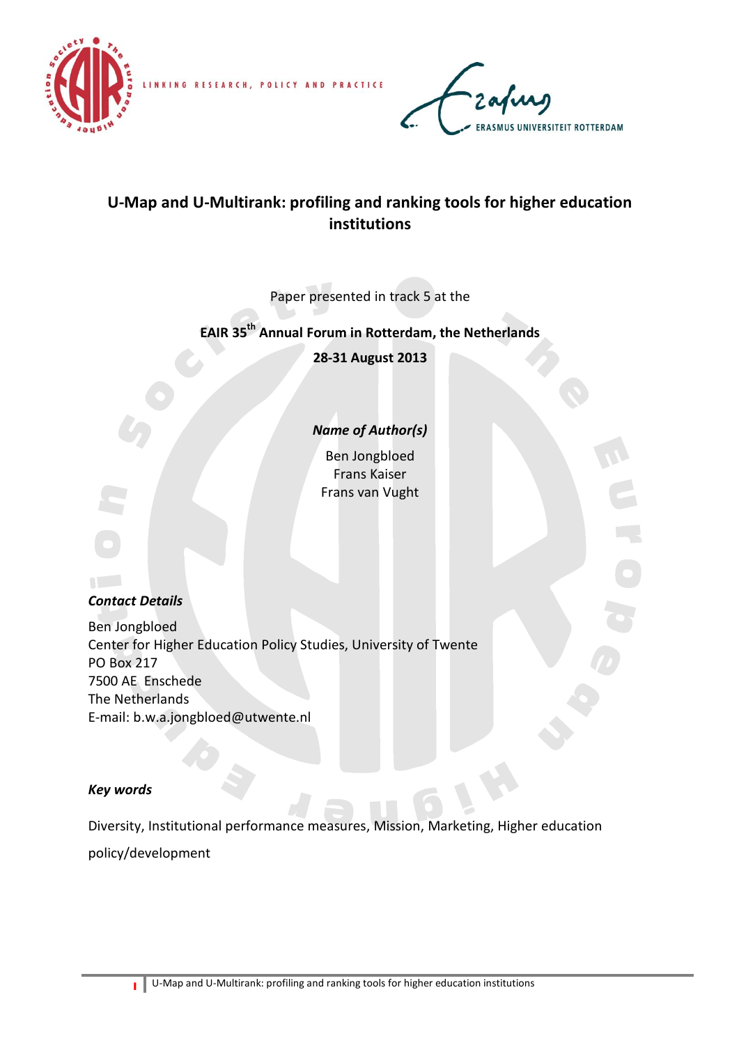# U-Map and U-Multirank: profiling and ranking tools for higher education institutions

Paper presented in track 5 at the

**EAIR 35th Annual Forum in Rotterdam, the Netherlands**

**28-31 August 2013**

***Name of Author(s)***

Ben Jongbloed
Frans Kaiser
Frans van Vught

***Contact Details***

Ben Jongbloed
Center for Higher Education Policy Studies, University of Twente
PO Box 217
7500 AE Enschede
The Netherlands
E-mail: b.w.a.jongbloed@utwente.nl

***Key words***

Diversity, Institutional performance measures, Mission, Marketing, Higher education policy/development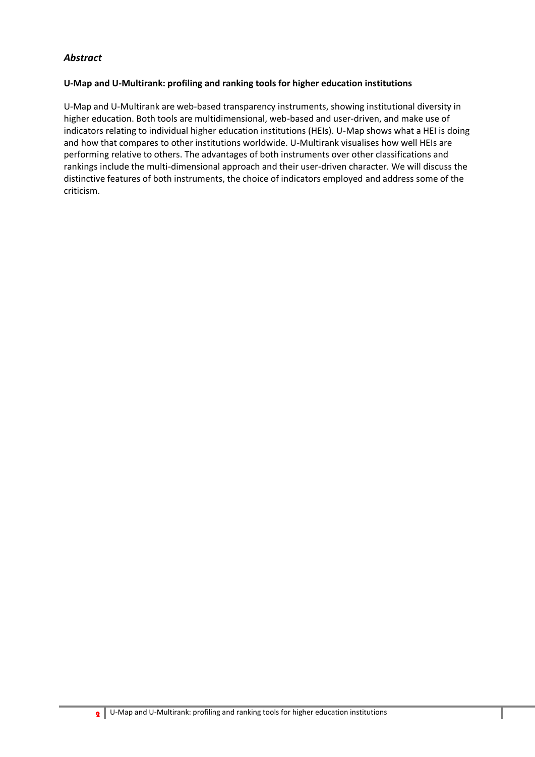## *Abstract*

**U-Map and U-Multirank: profiling and ranking tools for higher education institutions**

U-Map and U-Multirank are web-based transparency instruments, showing institutional diversity in higher education. Both tools are multidimensional, web-based and user-driven, and make use of indicators relating to individual higher education institutions (HEIs). U-Map shows what a HEI is doing and how that compares to other institutions worldwide. U-Multirank visualises how well HEIs are performing relative to others. The advantages of both instruments over other classifications and rankings include the multi-dimensional approach and their user-driven character. We will discuss the distinctive features of both instruments, the choice of indicators employed and address some of the criticism.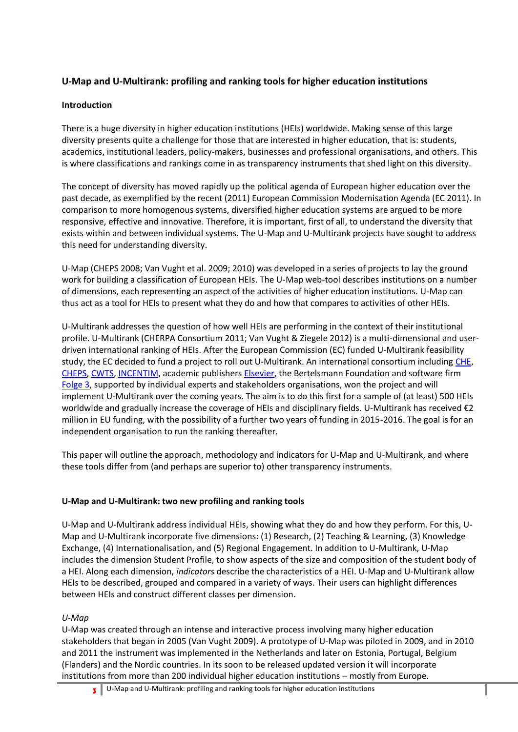## U-Map and U-Multirank: profiling and ranking tools for higher education institutions

### Introduction

There is a huge diversity in higher education institutions (HEIs) worldwide. Making sense of this large diversity presents quite a challenge for those that are interested in higher education, that is: students, academics, institutional leaders, policy-makers, businesses and professional organisations, and others. This is where classifications and rankings come in as transparency instruments that shed light on this diversity.

The concept of diversity has moved rapidly up the political agenda of European higher education over the past decade, as exemplified by the recent (2011) European Commission Modernisation Agenda (EC 2011). In comparison to more homogenous systems, diversified higher education systems are argued to be more responsive, effective and innovative. Therefore, it is important, first of all, to understand the diversity that exists within and between individual systems. The U-Map and U-Multirank projects have sought to address this need for understanding diversity.

U-Map (CHEPS 2008; Van Vught et al. 2009; 2010) was developed in a series of projects to lay the ground work for building a classification of European HEIs. The U-Map web-tool describes institutions on a number of dimensions, each representing an aspect of the activities of higher education institutions. U-Map can thus act as a tool for HEIs to present what they do and how that compares to activities of other HEIs.

U-Multirank addresses the question of how well HEIs are performing in the context of their institutional profile. U-Multirank (CHERPA Consortium 2011; Van Vught & Ziegele 2012) is a multi-dimensional and user-driven international ranking of HEIs. After the European Commission (EC) funded U-Multirank feasibility study, the EC decided to fund a project to roll out U-Multirank. An international consortium including CHE, CHEPS, CWTS, INCENTIM, academic publishers Elsevier, the Bertelsmann Foundation and software firm Folge 3, supported by individual experts and stakeholders organisations, won the project and will implement U-Multirank over the coming years. The aim is to do this first for a sample of (at least) 500 HEIs worldwide and gradually increase the coverage of HEIs and disciplinary fields. U-Multirank has received €2 million in EU funding, with the possibility of a further two years of funding in 2015-2016. The goal is for an independent organisation to run the ranking thereafter.

This paper will outline the approach, methodology and indicators for U-Map and U-Multirank, and where these tools differ from (and perhaps are superior to) other transparency instruments.

### U-Map and U-Multirank: two new profiling and ranking tools

U-Map and U-Multirank address individual HEIs, showing what they do and how they perform. For this, U-Map and U-Multirank incorporate five dimensions: (1) Research, (2) Teaching & Learning, (3) Knowledge Exchange, (4) Internationalisation, and (5) Regional Engagement. In addition to U-Multirank, U-Map includes the dimension Student Profile, to show aspects of the size and composition of the student body of a HEI. Along each dimension, *indicators* describe the characteristics of a HEI. U-Map and U-Multirank allow HEIs to be described, grouped and compared in a variety of ways. Their users can highlight differences between HEIs and construct different classes per dimension.

*U-Map*

U-Map was created through an intense and interactive process involving many higher education stakeholders that began in 2005 (Van Vught 2009). A prototype of U-Map was piloted in 2009, and in 2010 and 2011 the instrument was implemented in the Netherlands and later on Estonia, Portugal, Belgium (Flanders) and the Nordic countries. In its soon to be released updated version it will incorporate institutions from more than 200 individual higher education institutions – mostly from Europe.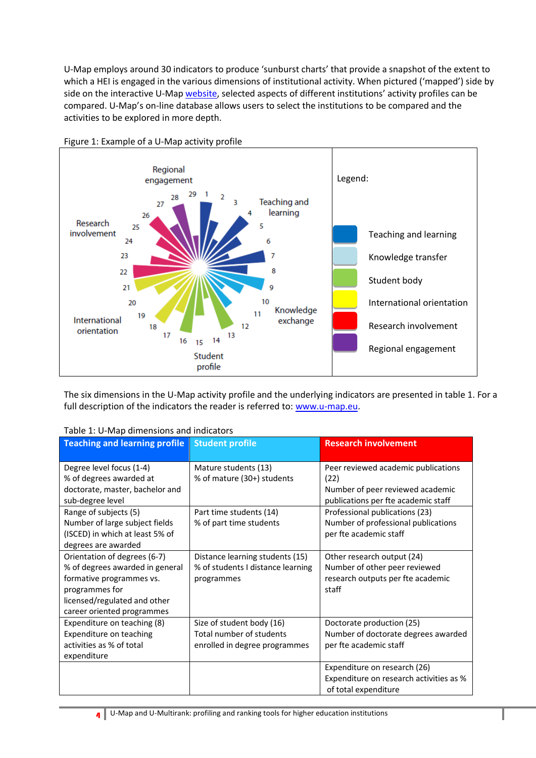U-Map employs around 30 indicators to produce 'sunburst charts' that provide a snapshot of the extent to which a HEI is engaged in the various dimensions of institutional activity. When pictured ('mapped') side by side on the interactive U-Map website, selected aspects of different institutions' activity profiles can be compared. U-Map's on-line database allows users to select the institutions to be compared and the activities to be explored in more depth.

Figure 1: Example of a U-Map activity profile

Legend:

- Teaching and learning
- Knowledge transfer
- Student body
- International orientation
- Research involvement
- Regional engagement

The six dimensions in the U-Map activity profile and the underlying indicators are presented in table 1. For a full description of the indicators the reader is referred to: www.u-map.eu.

Table 1: U-Map dimensions and indicators

| Teaching and learning profile | Student profile | Research involvement |
|---|---|---|
| Degree level focus (1-4)<br>% of degrees awarded at doctorate, master, bachelor and sub-degree level | Mature students (13)<br>% of mature (30+) students | Peer reviewed academic publications (22)<br>Number of peer reviewed academic publications per fte academic staff |
| Range of subjects (5)<br>Number of large subject fields (ISCED) in which at least 5% of degrees are awarded | Part time students (14)<br>% of part time students | Professional publications (23)<br>Number of professional publications per fte academic staff |
| Orientation of degrees (6-7)<br>% of degrees awarded in general formative programmes vs. programmes for licensed/regulated and other career oriented programmes | Distance learning students (15)<br>% of students I distance learning programmes | Other research output (24)<br>Number of other peer reviewed research outputs per fte academic staff |
| Expenditure on teaching (8)<br>Expenditure on teaching activities as % of total expenditure | Size of student body (16)<br>Total number of students enrolled in degree programmes | Doctorate production (25)<br>Number of doctorate degrees awarded per fte academic staff |
| | | Expenditure on research (26)<br>Expenditure on research activities as % of total expenditure |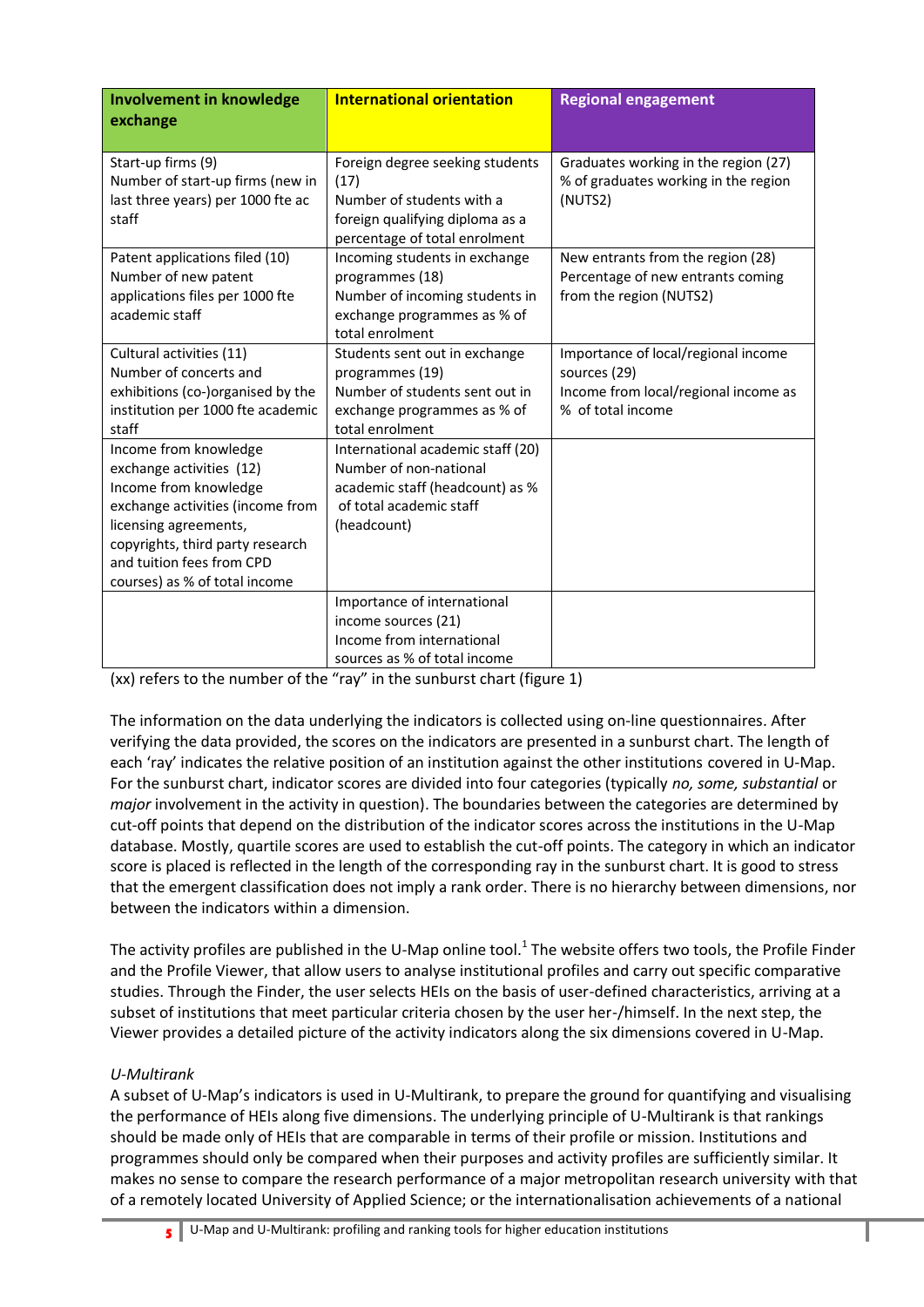| Involvement in knowledge exchange | International orientation | Regional engagement |
|---|---|---|
| Start-up firms (9) Number of start-up firms (new in last three years) per 1000 fte ac staff | Foreign degree seeking students (17) Number of students with a foreign qualifying diploma as a percentage of total enrolment | Graduates working in the region (27) % of graduates working in the region (NUTS2) |
| Patent applications filed (10) Number of new patent applications files per 1000 fte academic staff | Incoming students in exchange programmes (18) Number of incoming students in exchange programmes as % of total enrolment | New entrants from the region (28) Percentage of new entrants coming from the region (NUTS2) |
| Cultural activities (11) Number of concerts and exhibitions (co-)organised by the institution per 1000 fte academic staff | Students sent out in exchange programmes (19) Number of students sent out in exchange programmes as % of total enrolment | Importance of local/regional income sources (29) Income from local/regional income as % of total income |
| Income from knowledge exchange activities (12) Income from knowledge exchange activities (income from licensing agreements, copyrights, third party research and tuition fees from CPD courses) as % of total income | International academic staff (20) Number of non-national academic staff (headcount) as % of total academic staff (headcount) | |
| | Importance of international income sources (21) Income from international sources as % of total income | |

(xx) refers to the number of the "ray" in the sunburst chart (figure 1)

The information on the data underlying the indicators is collected using on-line questionnaires. After verifying the data provided, the scores on the indicators are presented in a sunburst chart. The length of each 'ray' indicates the relative position of an institution against the other institutions covered in U-Map. For the sunburst chart, indicator scores are divided into four categories (typically *no, some, substantial* or *major* involvement in the activity in question). The boundaries between the categories are determined by cut-off points that depend on the distribution of the indicator scores across the institutions in the U-Map database. Mostly, quartile scores are used to establish the cut-off points. The category in which an indicator score is placed is reflected in the length of the corresponding ray in the sunburst chart. It is good to stress that the emergent classification does not imply a rank order. There is no hierarchy between dimensions, nor between the indicators within a dimension.

The activity profiles are published in the U-Map online tool.[1] The website offers two tools, the Profile Finder and the Profile Viewer, that allow users to analyse institutional profiles and carry out specific comparative studies. Through the Finder, the user selects HEIs on the basis of user-defined characteristics, arriving at a subset of institutions that meet particular criteria chosen by the user her-/himself. In the next step, the Viewer provides a detailed picture of the activity indicators along the six dimensions covered in U-Map.

*U-Multirank*

A subset of U-Map's indicators is used in U-Multirank, to prepare the ground for quantifying and visualising the performance of HEIs along five dimensions. The underlying principle of U-Multirank is that rankings should be made only of HEIs that are comparable in terms of their profile or mission. Institutions and programmes should only be compared when their purposes and activity profiles are sufficiently similar. It makes no sense to compare the research performance of a major metropolitan research university with that of a remotely located University of Applied Science; or the internationalisation achievements of a national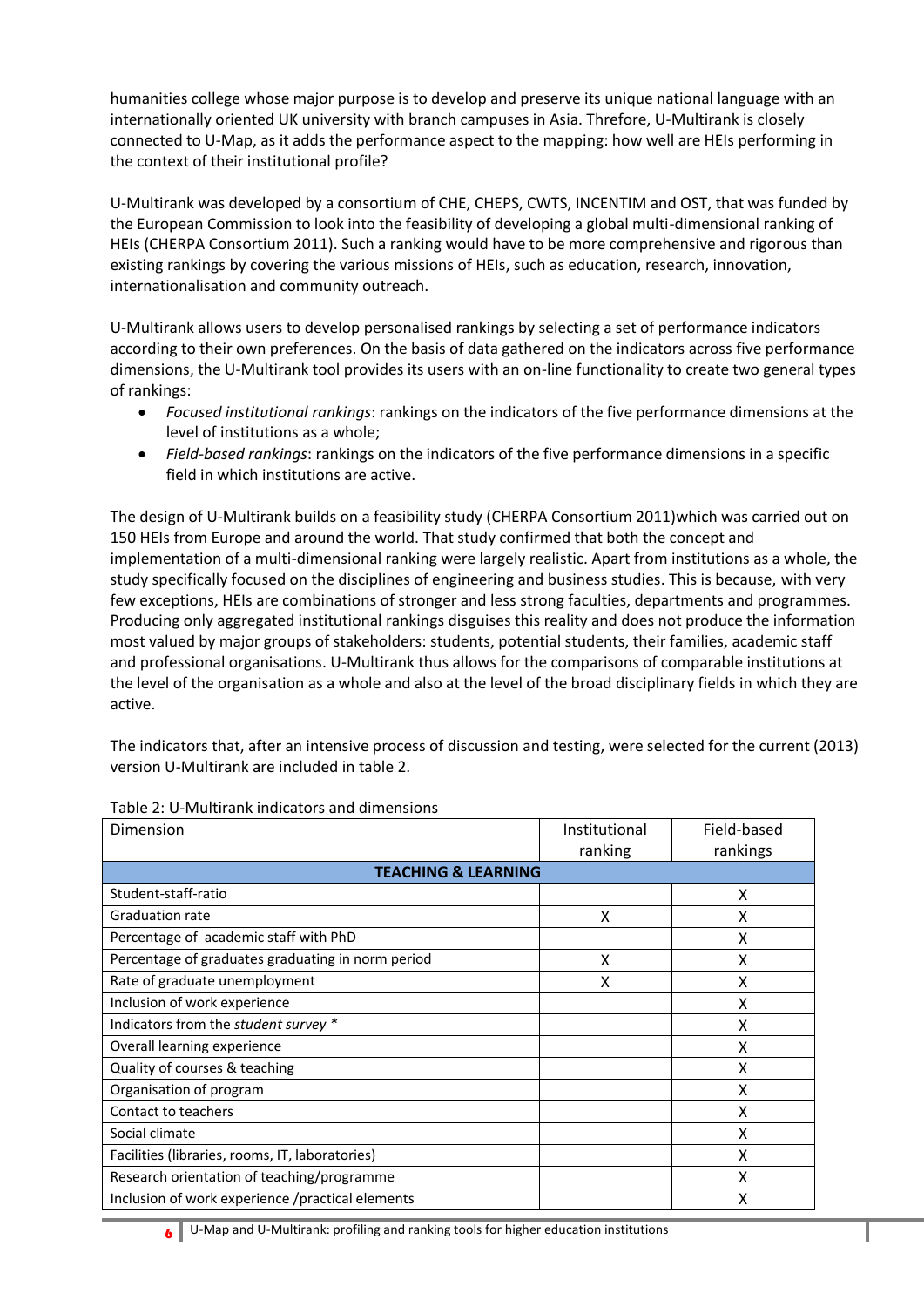humanities college whose major purpose is to develop and preserve its unique national language with an internationally oriented UK university with branch campuses in Asia. Threfore, U-Multirank is closely connected to U-Map, as it adds the performance aspect to the mapping: how well are HEIs performing in the context of their institutional profile?

U-Multirank was developed by a consortium of CHE, CHEPS, CWTS, INCENTIM and OST, that was funded by the European Commission to look into the feasibility of developing a global multi-dimensional ranking of HEIs (CHERPA Consortium 2011). Such a ranking would have to be more comprehensive and rigorous than existing rankings by covering the various missions of HEIs, such as education, research, innovation, internationalisation and community outreach.

U-Multirank allows users to develop personalised rankings by selecting a set of performance indicators according to their own preferences. On the basis of data gathered on the indicators across five performance dimensions, the U-Multirank tool provides its users with an on-line functionality to create two general types of rankings:

- *Focused institutional rankings*: rankings on the indicators of the five performance dimensions at the level of institutions as a whole;
- *Field-based rankings*: rankings on the indicators of the five performance dimensions in a specific field in which institutions are active.

The design of U-Multirank builds on a feasibility study (CHERPA Consortium 2011)which was carried out on 150 HEIs from Europe and around the world. That study confirmed that both the concept and implementation of a multi-dimensional ranking were largely realistic. Apart from institutions as a whole, the study specifically focused on the disciplines of engineering and business studies. This is because, with very few exceptions, HEIs are combinations of stronger and less strong faculties, departments and programmes. Producing only aggregated institutional rankings disguises this reality and does not produce the information most valued by major groups of stakeholders: students, potential students, their families, academic staff and professional organisations. U-Multirank thus allows for the comparisons of comparable institutions at the level of the organisation as a whole and also at the level of the broad disciplinary fields in which they are active.

The indicators that, after an intensive process of discussion and testing, were selected for the current (2013) version U-Multirank are included in table 2.

Table 2: U-Multirank indicators and dimensions

| Dimension | Institutional ranking | Field-based rankings |
|---|---|---|
| **TEACHING & LEARNING** | | |
| Student-staff-ratio | | X |
| Graduation rate | X | X |
| Percentage of academic staff with PhD | | X |
| Percentage of graduates graduating in norm period | X | X |
| Rate of graduate unemployment | X | X |
| Inclusion of work experience | | X |
| Indicators from the *student survey* * | | X |
| Overall learning experience | | X |
| Quality of courses & teaching | | X |
| Organisation of program | | X |
| Contact to teachers | | X |
| Social climate | | X |
| Facilities (libraries, rooms, IT, laboratories) | | X |
| Research orientation of teaching/programme | | X |
| Inclusion of work experience /practical elements | | X |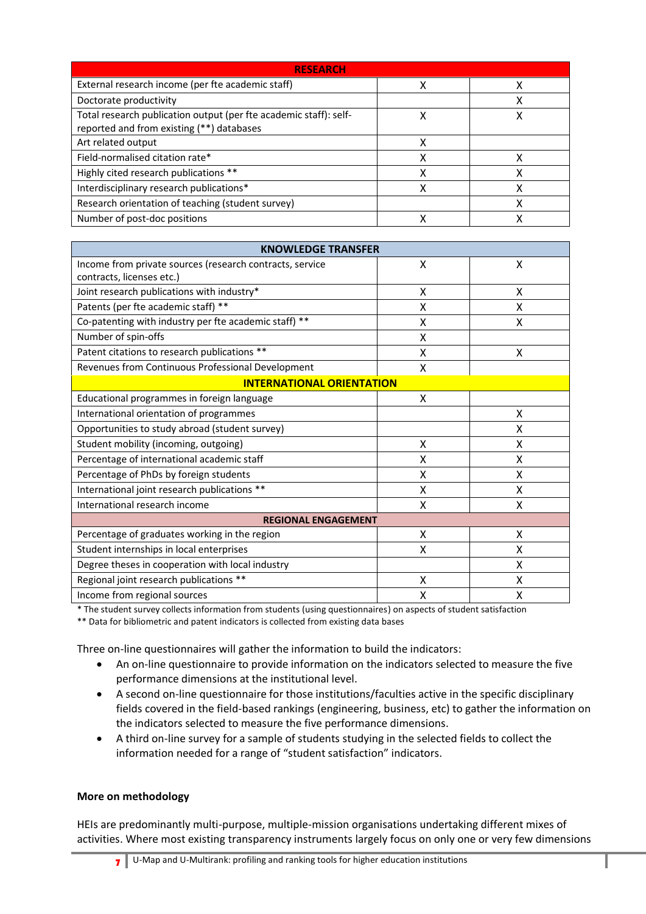| RESEARCH | | |
|---|---|---|
| External research income (per fte academic staff) | X | X |
| Doctorate productivity | | X |
| Total research publication output (per fte academic staff): self-reported and from existing (**) databases | X | X |
| Art related output | X | |
| Field-normalised citation rate* | X | X |
| Highly cited research publications ** | X | X |
| Interdisciplinary research publications* | X | X |
| Research orientation of teaching (student survey) | | X |
| Number of post-doc positions | X | X |

| KNOWLEDGE TRANSFER | | |
|---|---|---|
| Income from private sources (research contracts, service contracts, licenses etc.) | X | X |
| Joint research publications with industry* | X | X |
| Patents (per fte academic staff) ** | X | X |
| Co-patenting with industry per fte academic staff) ** | X | X |
| Number of spin-offs | X | |
| Patent citations to research publications ** | X | X |
| Revenues from Continuous Professional Development | X | |
| **INTERNATIONAL ORIENTATION** | | |
| Educational programmes in foreign language | X | |
| International orientation of programmes | | X |
| Opportunities to study abroad (student survey) | | X |
| Student mobility (incoming, outgoing) | X | X |
| Percentage of international academic staff | X | X |
| Percentage of PhDs by foreign students | X | X |
| International joint research publications ** | X | X |
| International research income | X | X |
| **REGIONAL ENGAGEMENT** | | |
| Percentage of graduates working in the region | X | X |
| Student internships in local enterprises | X | X |
| Degree theses in cooperation with local industry | | X |
| Regional joint research publications ** | X | X |
| Income from regional sources | X | X |

* The student survey collects information from students (using questionnaires) on aspects of student satisfaction

** Data for bibliometric and patent indicators is collected from existing data bases

Three on-line questionnaires will gather the information to build the indicators:

- An on-line questionnaire to provide information on the indicators selected to measure the five performance dimensions at the institutional level.
- A second on-line questionnaire for those institutions/faculties active in the specific disciplinary fields covered in the field-based rankings (engineering, business, etc) to gather the information on the indicators selected to measure the five performance dimensions.
- A third on-line survey for a sample of students studying in the selected fields to collect the information needed for a range of "student satisfaction" indicators.

**More on methodology**

HEIs are predominantly multi-purpose, multiple-mission organisations undertaking different mixes of activities. Where most existing transparency instruments largely focus on only one or very few dimensions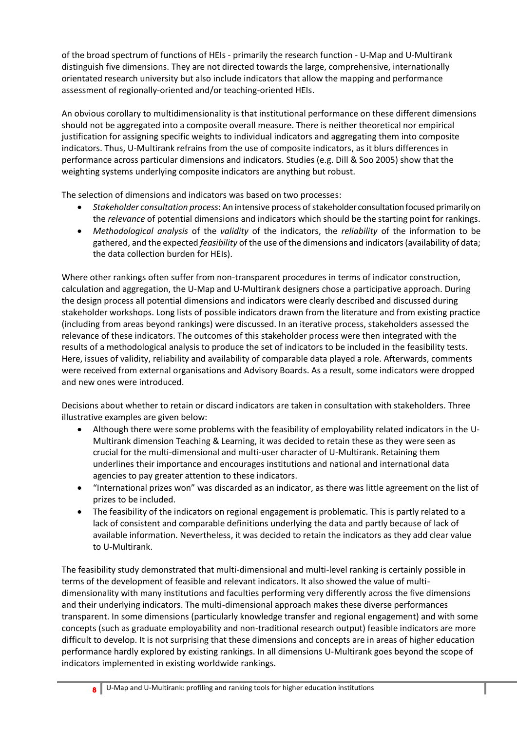of the broad spectrum of functions of HEIs - primarily the research function - U-Map and U-Multirank distinguish five dimensions. They are not directed towards the large, comprehensive, internationally orientated research university but also include indicators that allow the mapping and performance assessment of regionally-oriented and/or teaching-oriented HEIs.

An obvious corollary to multidimensionality is that institutional performance on these different dimensions should not be aggregated into a composite overall measure. There is neither theoretical nor empirical justification for assigning specific weights to individual indicators and aggregating them into composite indicators. Thus, U-Multirank refrains from the use of composite indicators, as it blurs differences in performance across particular dimensions and indicators. Studies (e.g. Dill & Soo 2005) show that the weighting systems underlying composite indicators are anything but robust.

The selection of dimensions and indicators was based on two processes:

- *Stakeholder consultation process*: An intensive process of stakeholder consultation focused primarily on the *relevance* of potential dimensions and indicators which should be the starting point for rankings.
- *Methodological analysis* of the *validity* of the indicators, the *reliability* of the information to be gathered, and the expected *feasibility* of the use of the dimensions and indicators (availability of data; the data collection burden for HEIs).

Where other rankings often suffer from non-transparent procedures in terms of indicator construction, calculation and aggregation, the U-Map and U-Multirank designers chose a participative approach. During the design process all potential dimensions and indicators were clearly described and discussed during stakeholder workshops. Long lists of possible indicators drawn from the literature and from existing practice (including from areas beyond rankings) were discussed. In an iterative process, stakeholders assessed the relevance of these indicators. The outcomes of this stakeholder process were then integrated with the results of a methodological analysis to produce the set of indicators to be included in the feasibility tests. Here, issues of validity, reliability and availability of comparable data played a role. Afterwards, comments were received from external organisations and Advisory Boards. As a result, some indicators were dropped and new ones were introduced.

Decisions about whether to retain or discard indicators are taken in consultation with stakeholders. Three illustrative examples are given below:

- Although there were some problems with the feasibility of employability related indicators in the U-Multirank dimension Teaching & Learning, it was decided to retain these as they were seen as crucial for the multi-dimensional and multi-user character of U-Multirank. Retaining them underlines their importance and encourages institutions and national and international data agencies to pay greater attention to these indicators.
- "International prizes won" was discarded as an indicator, as there was little agreement on the list of prizes to be included.
- The feasibility of the indicators on regional engagement is problematic. This is partly related to a lack of consistent and comparable definitions underlying the data and partly because of lack of available information. Nevertheless, it was decided to retain the indicators as they add clear value to U-Multirank.

The feasibility study demonstrated that multi-dimensional and multi-level ranking is certainly possible in terms of the development of feasible and relevant indicators. It also showed the value of multi-dimensionality with many institutions and faculties performing very differently across the five dimensions and their underlying indicators. The multi-dimensional approach makes these diverse performances transparent. In some dimensions (particularly knowledge transfer and regional engagement) and with some concepts (such as graduate employability and non-traditional research output) feasible indicators are more difficult to develop. It is not surprising that these dimensions and concepts are in areas of higher education performance hardly explored by existing rankings. In all dimensions U-Multirank goes beyond the scope of indicators implemented in existing worldwide rankings.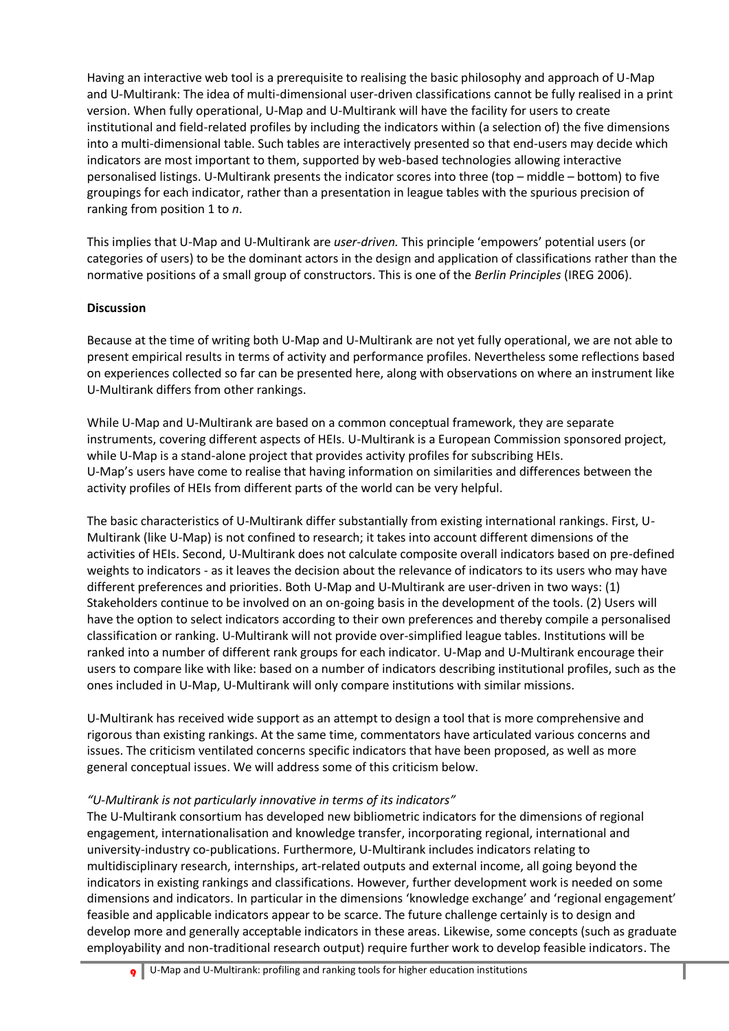Having an interactive web tool is a prerequisite to realising the basic philosophy and approach of U-Map and U-Multirank: The idea of multi-dimensional user-driven classifications cannot be fully realised in a print version. When fully operational, U-Map and U-Multirank will have the facility for users to create institutional and field-related profiles by including the indicators within (a selection of) the five dimensions into a multi-dimensional table. Such tables are interactively presented so that end-users may decide which indicators are most important to them, supported by web-based technologies allowing interactive personalised listings. U-Multirank presents the indicator scores into three (top – middle – bottom) to five groupings for each indicator, rather than a presentation in league tables with the spurious precision of ranking from position 1 to *n*.

This implies that U-Map and U-Multirank are *user-driven.* This principle 'empowers' potential users (or categories of users) to be the dominant actors in the design and application of classifications rather than the normative positions of a small group of constructors. This is one of the *Berlin Principles* (IREG 2006).

**Discussion**

Because at the time of writing both U-Map and U-Multirank are not yet fully operational, we are not able to present empirical results in terms of activity and performance profiles. Nevertheless some reflections based on experiences collected so far can be presented here, along with observations on where an instrument like U-Multirank differs from other rankings.

While U-Map and U-Multirank are based on a common conceptual framework, they are separate instruments, covering different aspects of HEIs. U-Multirank is a European Commission sponsored project, while U-Map is a stand-alone project that provides activity profiles for subscribing HEIs.
U-Map's users have come to realise that having information on similarities and differences between the activity profiles of HEIs from different parts of the world can be very helpful.

The basic characteristics of U-Multirank differ substantially from existing international rankings. First, U-Multirank (like U-Map) is not confined to research; it takes into account different dimensions of the activities of HEIs. Second, U-Multirank does not calculate composite overall indicators based on pre-defined weights to indicators - as it leaves the decision about the relevance of indicators to its users who may have different preferences and priorities. Both U-Map and U-Multirank are user-driven in two ways: (1) Stakeholders continue to be involved on an on-going basis in the development of the tools. (2) Users will have the option to select indicators according to their own preferences and thereby compile a personalised classification or ranking. U-Multirank will not provide over-simplified league tables. Institutions will be ranked into a number of different rank groups for each indicator. U-Map and U-Multirank encourage their users to compare like with like: based on a number of indicators describing institutional profiles, such as the ones included in U-Map, U-Multirank will only compare institutions with similar missions.

U-Multirank has received wide support as an attempt to design a tool that is more comprehensive and rigorous than existing rankings. At the same time, commentators have articulated various concerns and issues. The criticism ventilated concerns specific indicators that have been proposed, as well as more general conceptual issues. We will address some of this criticism below.

*"U-Multirank is not particularly innovative in terms of its indicators"*

The U-Multirank consortium has developed new bibliometric indicators for the dimensions of regional engagement, internationalisation and knowledge transfer, incorporating regional, international and university-industry co-publications. Furthermore, U-Multirank includes indicators relating to multidisciplinary research, internships, art-related outputs and external income, all going beyond the indicators in existing rankings and classifications. However, further development work is needed on some dimensions and indicators. In particular in the dimensions 'knowledge exchange' and 'regional engagement' feasible and applicable indicators appear to be scarce. The future challenge certainly is to design and develop more and generally acceptable indicators in these areas. Likewise, some concepts (such as graduate employability and non-traditional research output) require further work to develop feasible indicators. The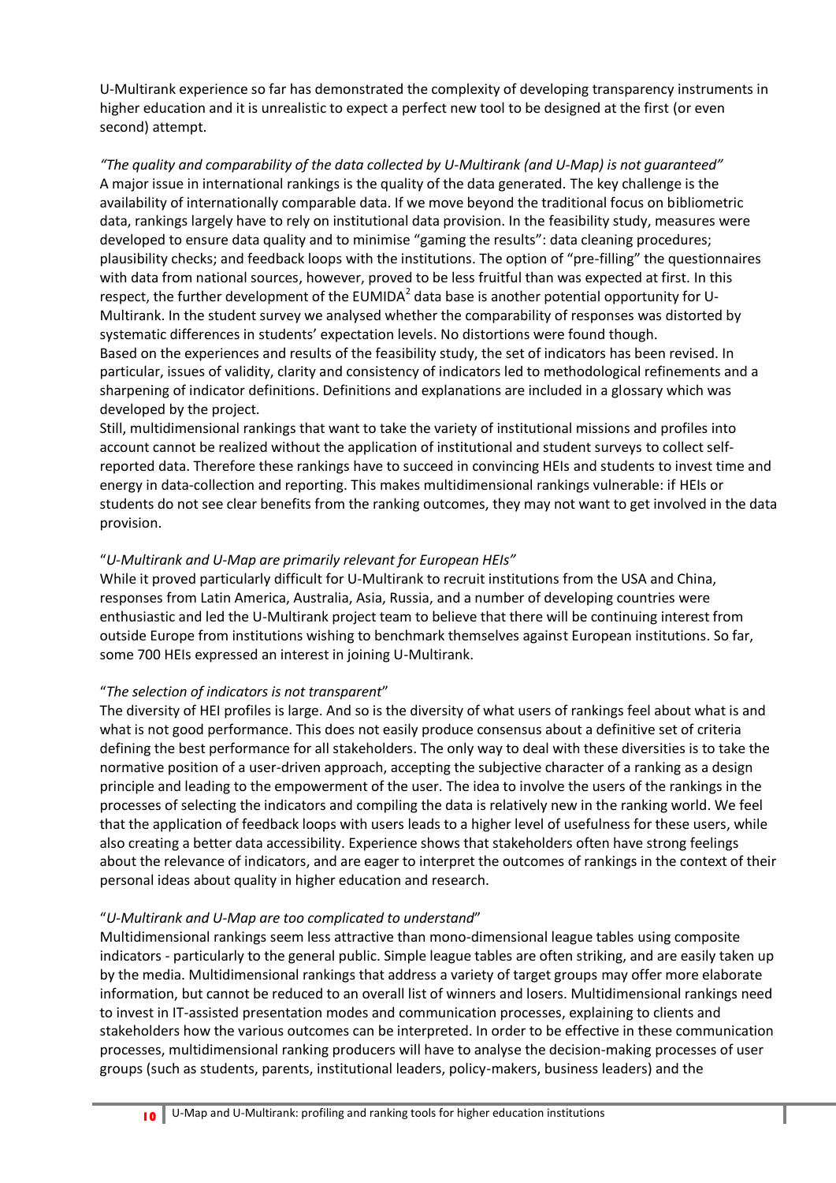U-Multirank experience so far has demonstrated the complexity of developing transparency instruments in higher education and it is unrealistic to expect a perfect new tool to be designed at the first (or even second) attempt.

*"The quality and comparability of the data collected by U-Multirank (and U-Map) is not guaranteed"*
A major issue in international rankings is the quality of the data generated. The key challenge is the availability of internationally comparable data. If we move beyond the traditional focus on bibliometric data, rankings largely have to rely on institutional data provision. In the feasibility study, measures were developed to ensure data quality and to minimise "gaming the results": data cleaning procedures; plausibility checks; and feedback loops with the institutions. The option of "pre-filling" the questionnaires with data from national sources, however, proved to be less fruitful than was expected at first. In this respect, the further development of the EUMIDA[2] data base is another potential opportunity for U-Multirank. In the student survey we analysed whether the comparability of responses was distorted by systematic differences in students' expectation levels. No distortions were found though.
Based on the experiences and results of the feasibility study, the set of indicators has been revised. In particular, issues of validity, clarity and consistency of indicators led to methodological refinements and a sharpening of indicator definitions. Definitions and explanations are included in a glossary which was developed by the project.
Still, multidimensional rankings that want to take the variety of institutional missions and profiles into account cannot be realized without the application of institutional and student surveys to collect self-reported data. Therefore these rankings have to succeed in convincing HEIs and students to invest time and energy in data-collection and reporting. This makes multidimensional rankings vulnerable: if HEIs or students do not see clear benefits from the ranking outcomes, they may not want to get involved in the data provision.

"*U-Multirank and U-Map are primarily relevant for European HEIs"*
While it proved particularly difficult for U-Multirank to recruit institutions from the USA and China, responses from Latin America, Australia, Asia, Russia, and a number of developing countries were enthusiastic and led the U-Multirank project team to believe that there will be continuing interest from outside Europe from institutions wishing to benchmark themselves against European institutions. So far, some 700 HEIs expressed an interest in joining U-Multirank.

"*The selection of indicators is not transparent*"
The diversity of HEI profiles is large. And so is the diversity of what users of rankings feel about what is and what is not good performance. This does not easily produce consensus about a definitive set of criteria defining the best performance for all stakeholders. The only way to deal with these diversities is to take the normative position of a user-driven approach, accepting the subjective character of a ranking as a design principle and leading to the empowerment of the user. The idea to involve the users of the rankings in the processes of selecting the indicators and compiling the data is relatively new in the ranking world. We feel that the application of feedback loops with users leads to a higher level of usefulness for these users, while also creating a better data accessibility. Experience shows that stakeholders often have strong feelings about the relevance of indicators, and are eager to interpret the outcomes of rankings in the context of their personal ideas about quality in higher education and research.

"*U-Multirank and U-Map are too complicated to understand*"
Multidimensional rankings seem less attractive than mono-dimensional league tables using composite indicators - particularly to the general public. Simple league tables are often striking, and are easily taken up by the media. Multidimensional rankings that address a variety of target groups may offer more elaborate information, but cannot be reduced to an overall list of winners and losers. Multidimensional rankings need to invest in IT-assisted presentation modes and communication processes, explaining to clients and stakeholders how the various outcomes can be interpreted. In order to be effective in these communication processes, multidimensional ranking producers will have to analyse the decision-making processes of user groups (such as students, parents, institutional leaders, policy-makers, business leaders) and the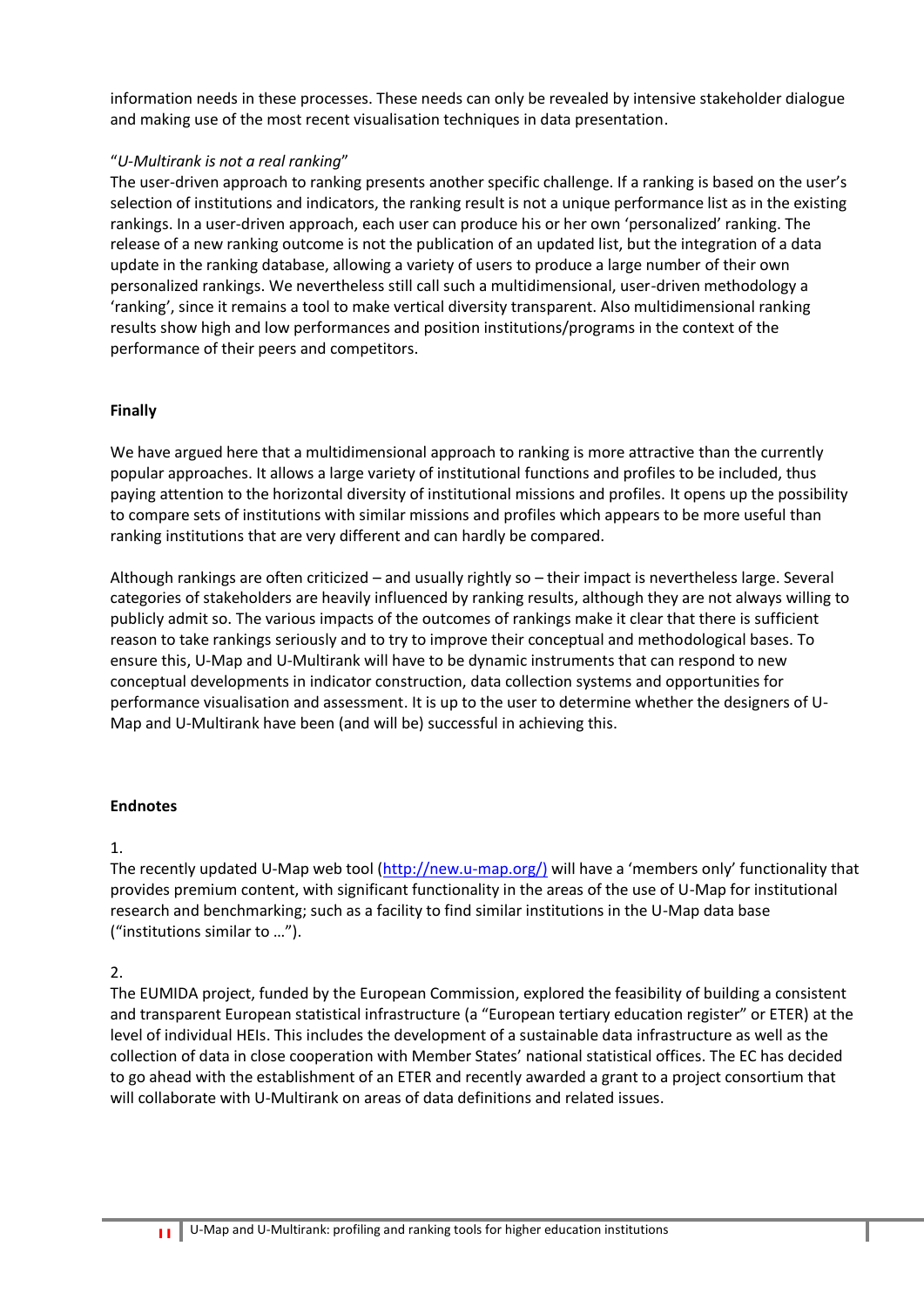information needs in these processes. These needs can only be revealed by intensive stakeholder dialogue and making use of the most recent visualisation techniques in data presentation.

"*U-Multirank is not a real ranking*"

The user-driven approach to ranking presents another specific challenge. If a ranking is based on the user's selection of institutions and indicators, the ranking result is not a unique performance list as in the existing rankings. In a user-driven approach, each user can produce his or her own 'personalized' ranking. The release of a new ranking outcome is not the publication of an updated list, but the integration of a data update in the ranking database, allowing a variety of users to produce a large number of their own personalized rankings. We nevertheless still call such a multidimensional, user-driven methodology a 'ranking', since it remains a tool to make vertical diversity transparent. Also multidimensional ranking results show high and low performances and position institutions/programs in the context of the performance of their peers and competitors.

**Finally**

We have argued here that a multidimensional approach to ranking is more attractive than the currently popular approaches. It allows a large variety of institutional functions and profiles to be included, thus paying attention to the horizontal diversity of institutional missions and profiles. It opens up the possibility to compare sets of institutions with similar missions and profiles which appears to be more useful than ranking institutions that are very different and can hardly be compared.

Although rankings are often criticized – and usually rightly so – their impact is nevertheless large. Several categories of stakeholders are heavily influenced by ranking results, although they are not always willing to publicly admit so. The various impacts of the outcomes of rankings make it clear that there is sufficient reason to take rankings seriously and to try to improve their conceptual and methodological bases. To ensure this, U-Map and U-Multirank will have to be dynamic instruments that can respond to new conceptual developments in indicator construction, data collection systems and opportunities for performance visualisation and assessment. It is up to the user to determine whether the designers of U-Map and U-Multirank have been (and will be) successful in achieving this.

**Endnotes**

1.

The recently updated U-Map web tool (http://new.u-map.org/) will have a 'members only' functionality that provides premium content, with significant functionality in the areas of the use of U-Map for institutional research and benchmarking; such as a facility to find similar institutions in the U-Map data base ("institutions similar to …").

2.

The EUMIDA project, funded by the European Commission, explored the feasibility of building a consistent and transparent European statistical infrastructure (a "European tertiary education register" or ETER) at the level of individual HEIs. This includes the development of a sustainable data infrastructure as well as the collection of data in close cooperation with Member States' national statistical offices. The EC has decided to go ahead with the establishment of an ETER and recently awarded a grant to a project consortium that will collaborate with U-Multirank on areas of data definitions and related issues.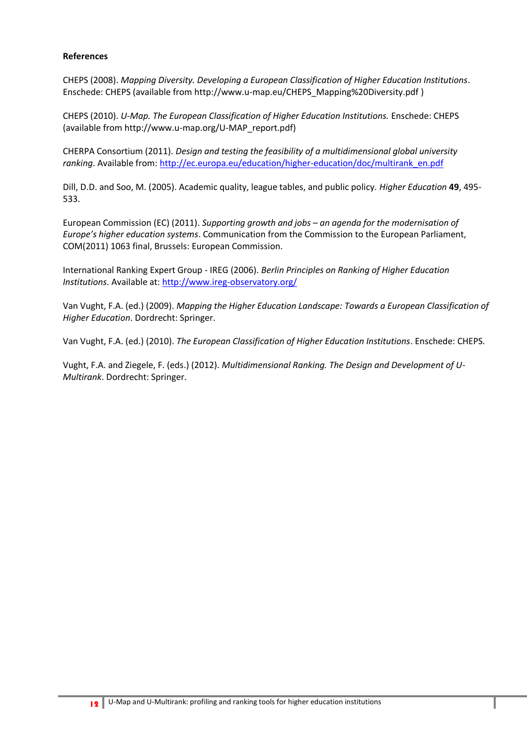**References**

CHEPS (2008). *Mapping Diversity. Developing a European Classification of Higher Education Institutions*. Enschede: CHEPS (available from http://www.u-map.eu/CHEPS_Mapping%20Diversity.pdf )

CHEPS (2010). *U-Map. The European Classification of Higher Education Institutions.* Enschede: CHEPS (available from http://www.u-map.org/U-MAP_report.pdf)

CHERPA Consortium (2011). *Design and testing the feasibility of a multidimensional global university ranking*. Available from: http://ec.europa.eu/education/higher-education/doc/multirank_en.pdf

Dill, D.D. and Soo, M. (2005). Academic quality, league tables, and public policy. *Higher Education* **49**, 495-533.

European Commission (EC) (2011). *Supporting growth and jobs – an agenda for the modernisation of Europe's higher education systems*. Communication from the Commission to the European Parliament, COM(2011) 1063 final, Brussels: European Commission.

International Ranking Expert Group - IREG (2006). *Berlin Principles on Ranking of Higher Education Institutions*. Available at: http://www.ireg-observatory.org/

Van Vught, F.A. (ed.) (2009). *Mapping the Higher Education Landscape: Towards a European Classification of Higher Education*. Dordrecht: Springer.

Van Vught, F.A. (ed.) (2010). *The European Classification of Higher Education Institutions*. Enschede: CHEPS.

Vught, F.A. and Ziegele, F. (eds.) (2012). *Multidimensional Ranking. The Design and Development of U-Multirank*. Dordrecht: Springer.